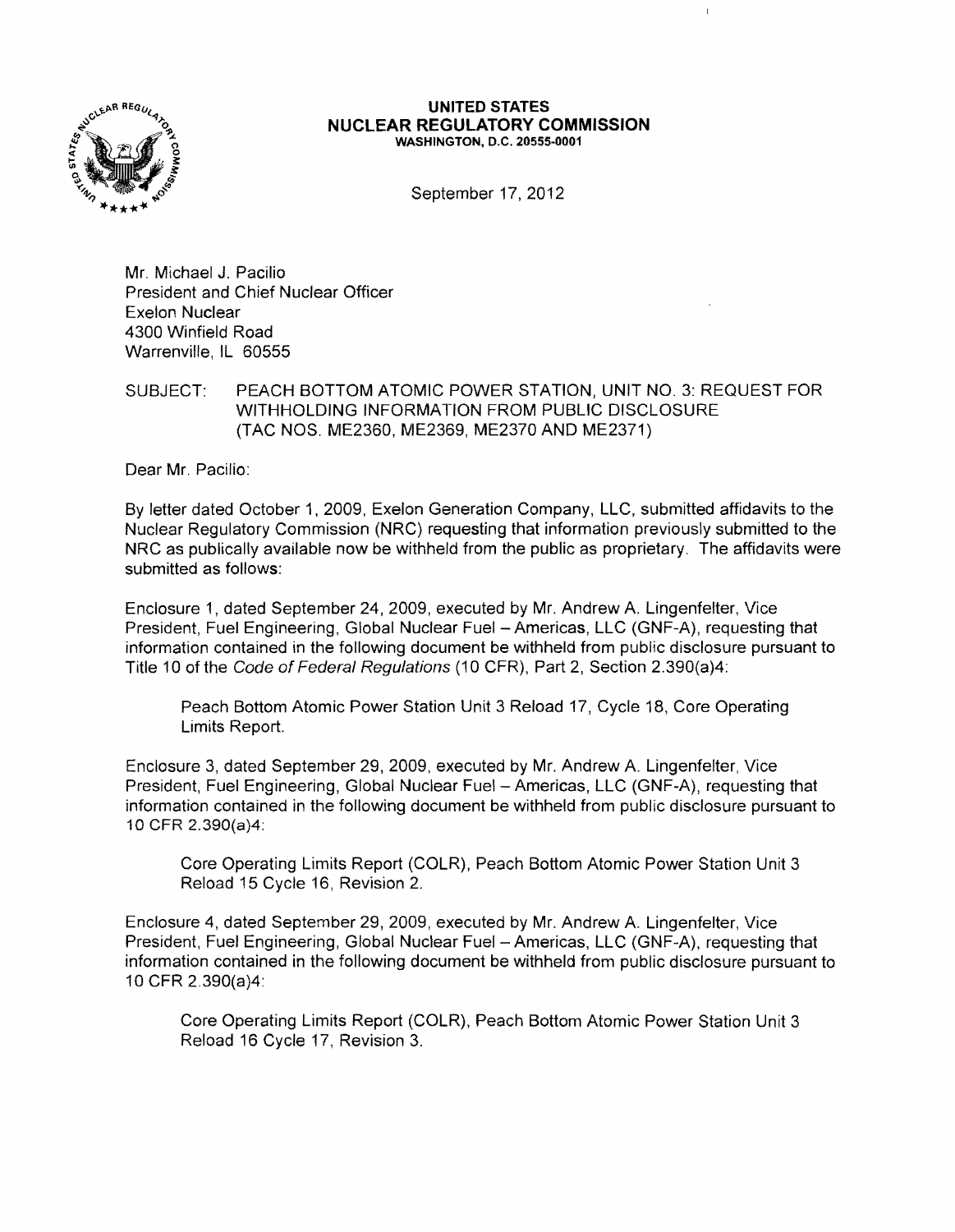**UNITED STATES**
**NUCLEAR REGULATORY COMMISSION**
**WASHINGTON, D.C. 20555-0001**

September 17, 2012

Mr. Michael J. Pacilio
President and Chief Nuclear Officer
Exelon Nuclear
4300 Winfield Road
Warrenville, IL 60555

SUBJECT: PEACH BOTTOM ATOMIC POWER STATION, UNIT NO. 3: REQUEST FOR WITHHOLDING INFORMATION FROM PUBLIC DISCLOSURE (TAC NOS. ME2360, ME2369, ME2370 AND ME2371)

Dear Mr. Pacilio:

By letter dated October 1, 2009, Exelon Generation Company, LLC, submitted affidavits to the Nuclear Regulatory Commission (NRC) requesting that information previously submitted to the NRC as publically available now be withheld from the public as proprietary. The affidavits were submitted as follows:

Enclosure 1, dated September 24, 2009, executed by Mr. Andrew A. Lingenfelter, Vice President, Fuel Engineering, Global Nuclear Fuel – Americas, LLC (GNF-A), requesting that information contained in the following document be withheld from public disclosure pursuant to Title 10 of the *Code of Federal Regulations* (10 CFR), Part 2, Section 2.390(a)4:

> Peach Bottom Atomic Power Station Unit 3 Reload 17, Cycle 18, Core Operating Limits Report.

Enclosure 3, dated September 29, 2009, executed by Mr. Andrew A. Lingenfelter, Vice President, Fuel Engineering, Global Nuclear Fuel – Americas, LLC (GNF-A), requesting that information contained in the following document be withheld from public disclosure pursuant to 10 CFR 2.390(a)4:

> Core Operating Limits Report (COLR), Peach Bottom Atomic Power Station Unit 3 Reload 15 Cycle 16, Revision 2.

Enclosure 4, dated September 29, 2009, executed by Mr. Andrew A. Lingenfelter, Vice President, Fuel Engineering, Global Nuclear Fuel – Americas, LLC (GNF-A), requesting that information contained in the following document be withheld from public disclosure pursuant to 10 CFR 2.390(a)4:

> Core Operating Limits Report (COLR), Peach Bottom Atomic Power Station Unit 3 Reload 16 Cycle 17, Revision 3.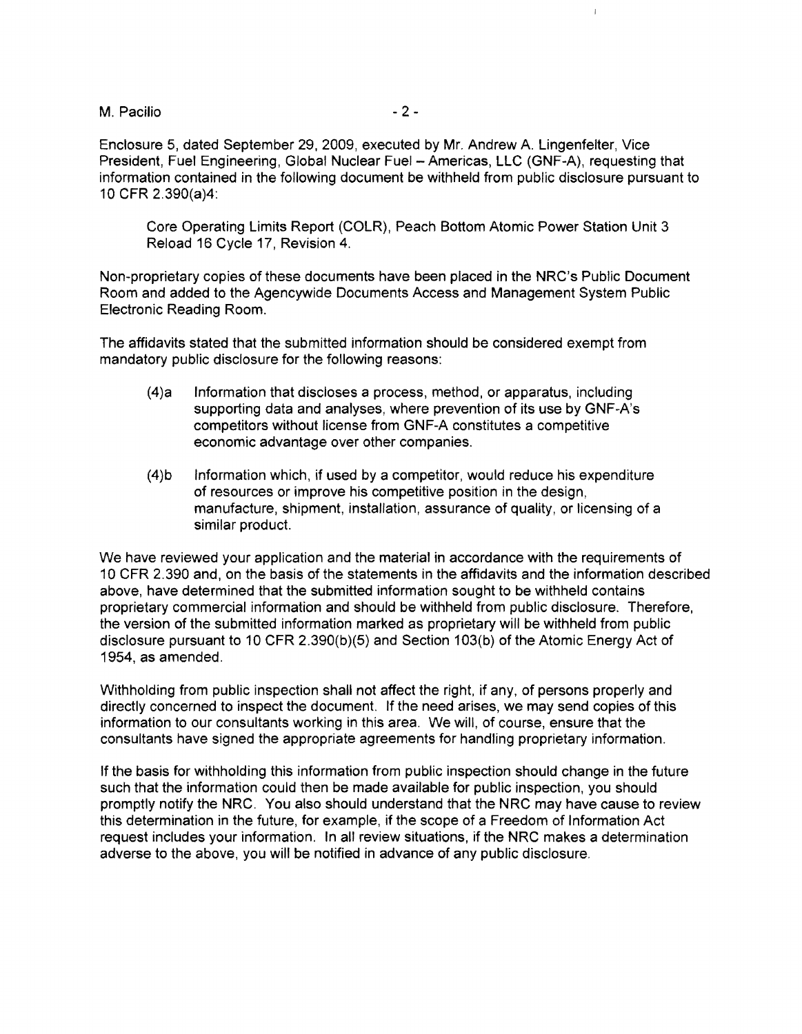Enclosure 5, dated September 29, 2009, executed by Mr. Andrew A. Lingenfelter, Vice President, Fuel Engineering, Global Nuclear Fuel – Americas, LLC (GNF-A), requesting that information contained in the following document be withheld from public disclosure pursuant to 10 CFR 2.390(a)4:

> Core Operating Limits Report (COLR), Peach Bottom Atomic Power Station Unit 3 Reload 16 Cycle 17, Revision 4.

Non-proprietary copies of these documents have been placed in the NRC's Public Document Room and added to the Agencywide Documents Access and Management System Public Electronic Reading Room.

The affidavits stated that the submitted information should be considered exempt from mandatory public disclosure for the following reasons:

(4)a Information that discloses a process, method, or apparatus, including supporting data and analyses, where prevention of its use by GNF-A's competitors without license from GNF-A constitutes a competitive economic advantage over other companies.

(4)b Information which, if used by a competitor, would reduce his expenditure of resources or improve his competitive position in the design, manufacture, shipment, installation, assurance of quality, or licensing of a similar product.

We have reviewed your application and the material in accordance with the requirements of 10 CFR 2.390 and, on the basis of the statements in the affidavits and the information described above, have determined that the submitted information sought to be withheld contains proprietary commercial information and should be withheld from public disclosure. Therefore, the version of the submitted information marked as proprietary will be withheld from public disclosure pursuant to 10 CFR 2.390(b)(5) and Section 103(b) of the Atomic Energy Act of 1954, as amended.

Withholding from public inspection shall not affect the right, if any, of persons properly and directly concerned to inspect the document. If the need arises, we may send copies of this information to our consultants working in this area. We will, of course, ensure that the consultants have signed the appropriate agreements for handling proprietary information.

If the basis for withholding this information from public inspection should change in the future such that the information could then be made available for public inspection, you should promptly notify the NRC. You also should understand that the NRC may have cause to review this determination in the future, for example, if the scope of a Freedom of Information Act request includes your information. In all review situations, if the NRC makes a determination adverse to the above, you will be notified in advance of any public disclosure.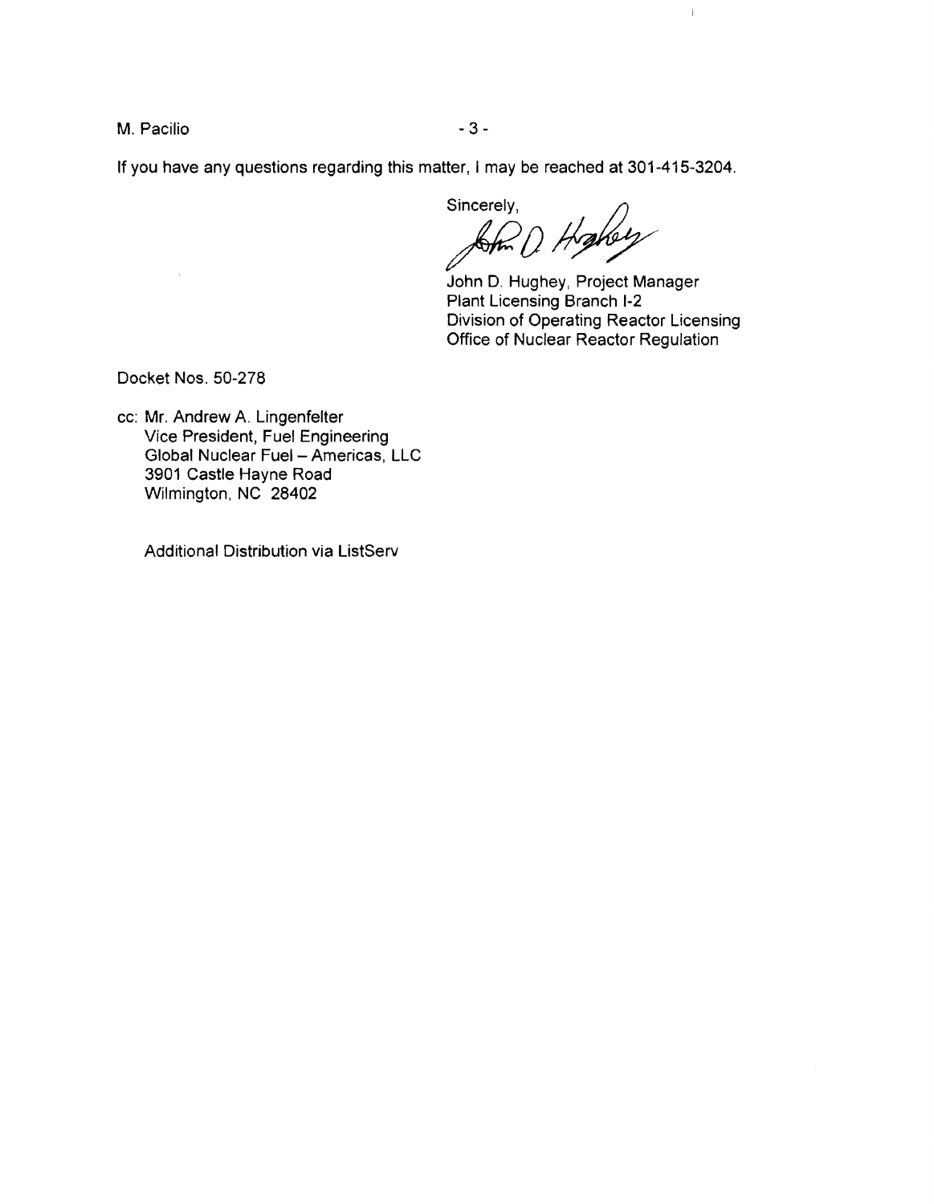If you have any questions regarding this matter, I may be reached at 301-415-3204.

Sincerely,

John D. Hughey, Project Manager
Plant Licensing Branch I-2
Division of Operating Reactor Licensing
Office of Nuclear Reactor Regulation

Docket Nos. 50-278

cc: Mr. Andrew A. Lingenfelter
Vice President, Fuel Engineering
Global Nuclear Fuel – Americas, LLC
3901 Castle Hayne Road
Wilmington, NC 28402

Additional Distribution via ListServ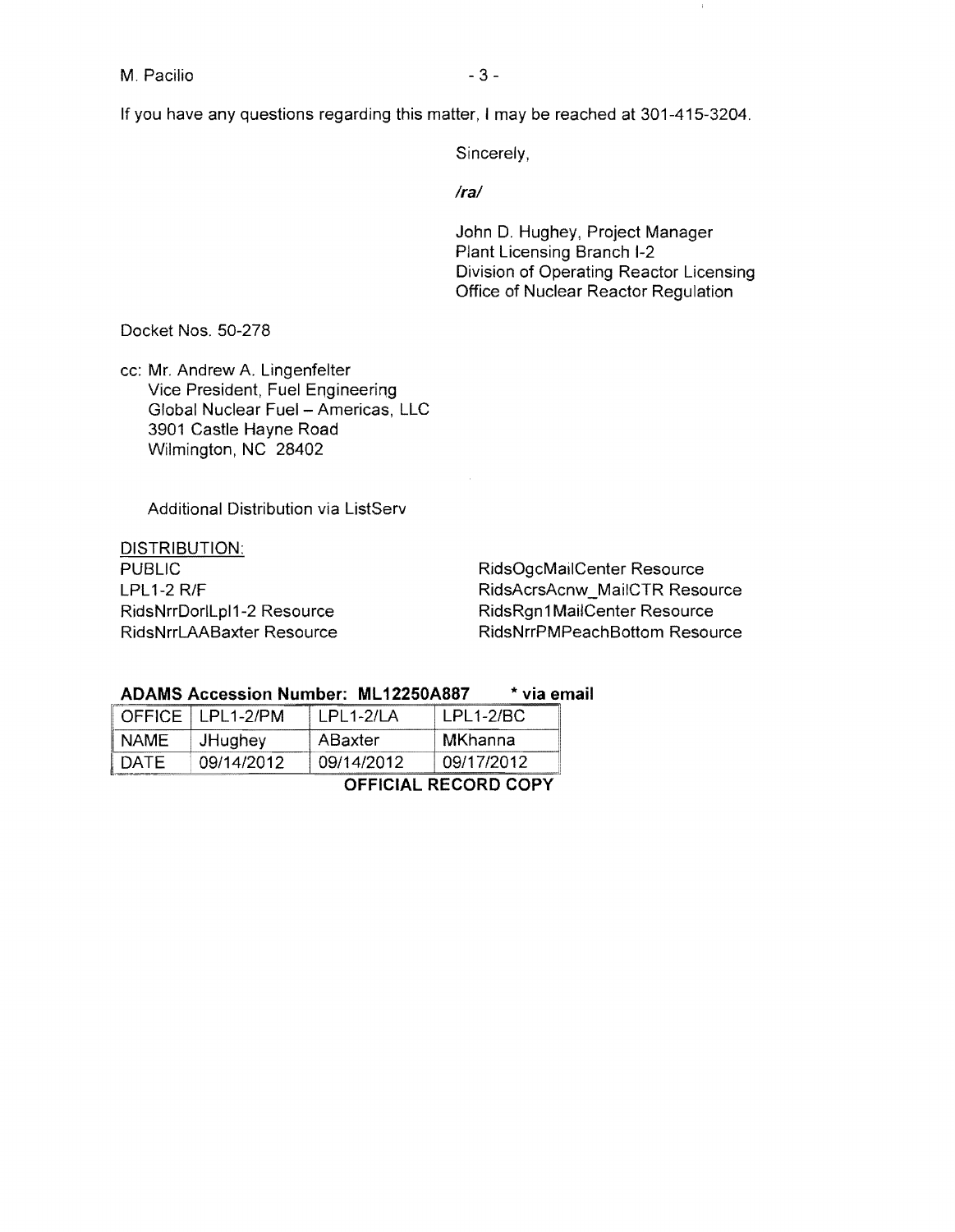If you have any questions regarding this matter, I may be reached at 301-415-3204.

Sincerely,

*/ra/*

John D. Hughey, Project Manager
Plant Licensing Branch I-2
Division of Operating Reactor Licensing
Office of Nuclear Reactor Regulation

Docket Nos. 50-278

cc: Mr. Andrew A. Lingenfelter
Vice President, Fuel Engineering
Global Nuclear Fuel – Americas, LLC
3901 Castle Hayne Road
Wilmington, NC 28402

Additional Distribution via ListServ

DISTRIBUTION:
PUBLIC
LPL1-2 R/F
RidsNrrDorlLpl1-2 Resource
RidsNrrLAABaxter Resource
RidsOgcMailCenter Resource
RidsAcrsAcnw_MailCTR Resource
RidsRgn1MailCenter Resource
RidsNrrPMPeachBottom Resource

**ADAMS Accession Number: ML12250A887 * via email**

| OFFICE | LPL1-2/PM | LPL1-2/LA | LPL1-2/BC |
|---|---|---|---|
| NAME | JHughey | ABaxter | MKhanna |
| DATE | 09/14/2012 | 09/14/2012 | 09/17/2012 |

**OFFICIAL RECORD COPY**